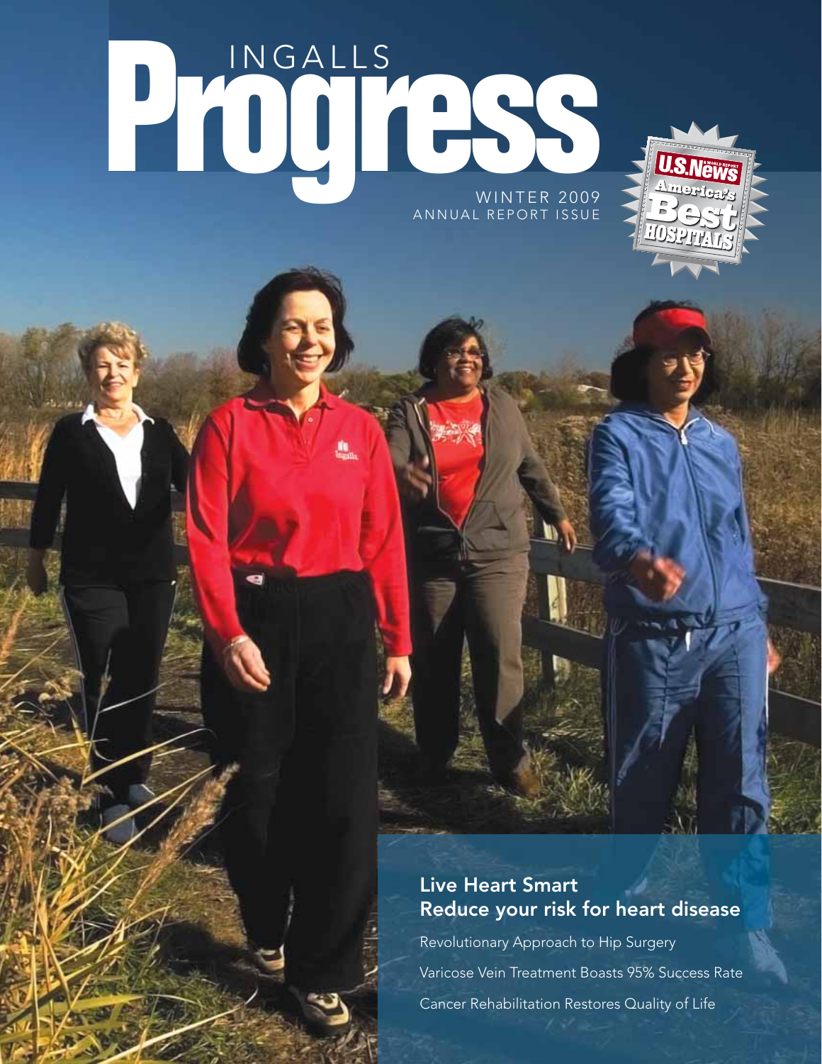# INGALLS Progress

WINTER 2009
ANNUAL REPORT ISSUE

U.S.News & WORLD REPORT America's Best HOSPITALS

## Live Heart Smart
## Reduce your risk for heart disease

Revolutionary Approach to Hip Surgery

Varicose Vein Treatment Boasts 95% Success Rate

Cancer Rehabilitation Restores Quality of Life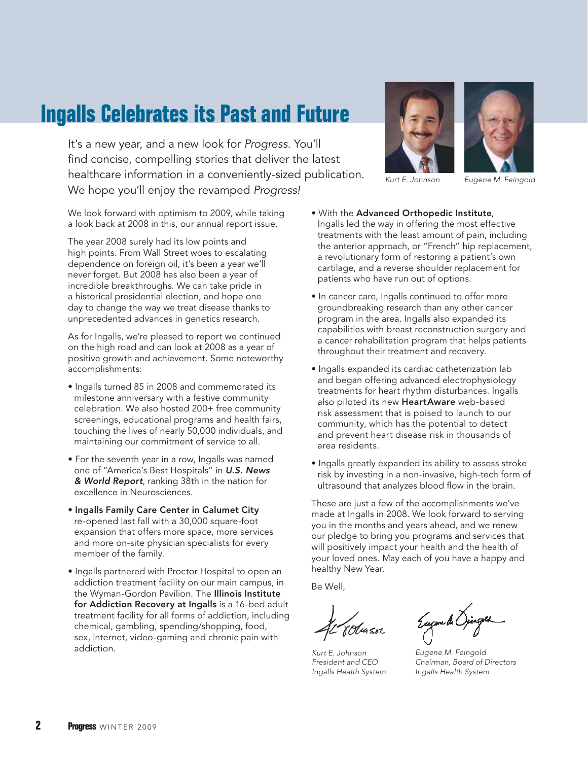# Ingalls Celebrates its Past and Future

It's a new year, and a new look for *Progress*. You'll find concise, compelling stories that deliver the latest healthcare information in a conveniently-sized publication. We hope you'll enjoy the revamped *Progress!*

*Kurt E. Johnson* *Eugene M. Feingold*

We look forward with optimism to 2009, while taking a look back at 2008 in this, our annual report issue.

The year 2008 surely had its low points and high points. From Wall Street woes to escalating dependence on foreign oil, it's been a year we'll never forget. But 2008 has also been a year of incredible breakthroughs. We can take pride in a historical presidential election, and hope one day to change the way we treat disease thanks to unprecedented advances in genetics research.

As for Ingalls, we're pleased to report we continued on the high road and can look at 2008 as a year of positive growth and achievement. Some noteworthy accomplishments:

- Ingalls turned 85 in 2008 and commemorated its milestone anniversary with a festive community celebration. We also hosted 200+ free community screenings, educational programs and health fairs, touching the lives of nearly 50,000 individuals, and maintaining our commitment of service to all.
- For the seventh year in a row, Ingalls was named one of "America's Best Hospitals" in ***U.S. News & World Report***, ranking 38th in the nation for excellence in Neurosciences.
- **Ingalls Family Care Center in Calumet City** re-opened last fall with a 30,000 square-foot expansion that offers more space, more services and more on-site physician specialists for every member of the family.
- Ingalls partnered with Proctor Hospital to open an addiction treatment facility on our main campus, in the Wyman-Gordon Pavilion. The **Illinois Institute for Addiction Recovery at Ingalls** is a 16-bed adult treatment facility for all forms of addiction, including chemical, gambling, spending/shopping, food, sex, internet, video-gaming and chronic pain with addiction.
- With the **Advanced Orthopedic Institute**, Ingalls led the way in offering the most effective treatments with the least amount of pain, including the anterior approach, or "French" hip replacement, a revolutionary form of restoring a patient's own cartilage, and a reverse shoulder replacement for patients who have run out of options.
- In cancer care, Ingalls continued to offer more groundbreaking research than any other cancer program in the area. Ingalls also expanded its capabilities with breast reconstruction surgery and a cancer rehabilitation program that helps patients throughout their treatment and recovery.
- Ingalls expanded its cardiac catheterization lab and began offering advanced electrophysiology treatments for heart rhythm disturbances. Ingalls also piloted its new **HeartAware** web-based risk assessment that is poised to launch to our community, which has the potential to detect and prevent heart disease risk in thousands of area residents.
- Ingalls greatly expanded its ability to assess stroke risk by investing in a non-invasive, high-tech form of ultrasound that analyzes blood flow in the brain.

These are just a few of the accomplishments we've made at Ingalls in 2008. We look forward to serving you in the months and years ahead, and we renew our pledge to bring you programs and services that will positively impact your health and the health of your loved ones. May each of you have a happy and healthy New Year.

Be Well,

*Kurt E. Johnson*
*President and CEO*
*Ingalls Health System*

*Eugene M. Feingold*
*Chairman, Board of Directors*
*Ingalls Health System*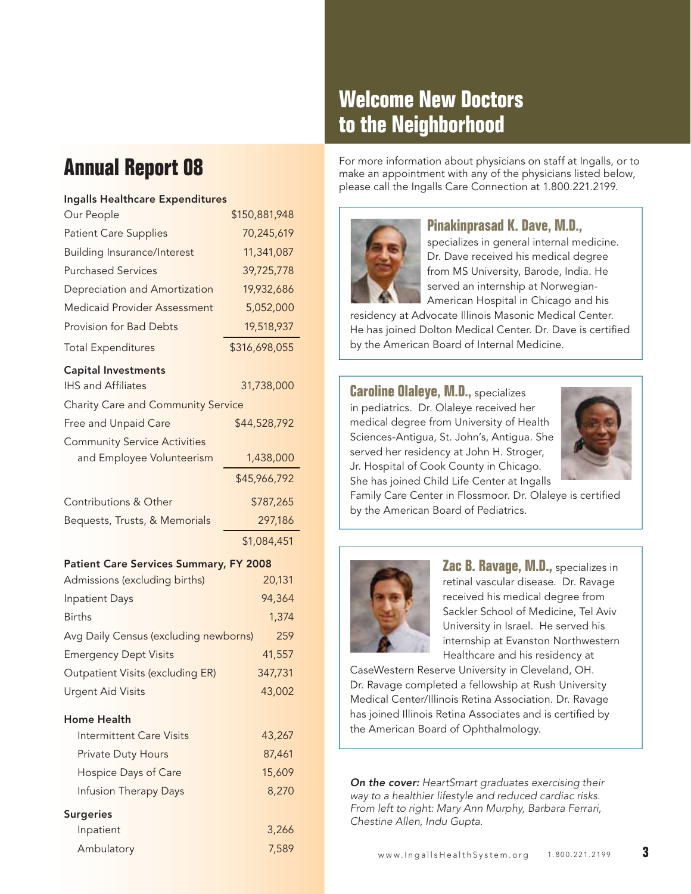# Annual Report 08

| Ingalls Healthcare Expenditures | |
|---|---|
| Our People | $150,881,948 |
| Patient Care Supplies | 70,245,619 |
| Building Insurance/Interest | 11,341,087 |
| Purchased Services | 39,725,778 |
| Depreciation and Amortization | 19,932,686 |
| Medicaid Provider Assessment | 5,052,000 |
| Provision for Bad Debts | 19,518,937 |
| Total Expenditures | $316,698,055 |
| **Capital Investments** | |
| IHS and Affiliates | 31,738,000 |
| **Charity Care and Community Service** | |
| Free and Unpaid Care | $44,528,792 |
| Community Service Activities and Employee Volunteerism | 1,438,000 |
| | $45,966,792 |
| Contributions & Other | $787,265 |
| Bequests, Trusts, & Memorials | 297,186 |
| | $1,084,451 |

| Patient Care Services Summary, FY 2008 | |
|---|---|
| Admissions (excluding births) | 20,131 |
| Inpatient Days | 94,364 |
| Births | 1,374 |
| Avg Daily Census (excluding newborns) | 259 |
| Emergency Dept Visits | 41,557 |
| Outpatient Visits (excluding ER) | 347,731 |
| Urgent Aid Visits | 43,002 |
| **Home Health** | |
| Intermittent Care Visits | 43,267 |
| Private Duty Hours | 87,461 |
| Hospice Days of Care | 15,609 |
| Infusion Therapy Days | 8,270 |
| **Surgeries** | |
| Inpatient | 3,266 |
| Ambulatory | 7,589 |

# Welcome New Doctors to the Neighborhood

For more information about physicians on staff at Ingalls, or to make an appointment with any of the physicians listed below, please call the Ingalls Care Connection at 1.800.221.2199.

**Pinakinprasad K. Dave, M.D.,** specializes in general internal medicine. Dr. Dave received his medical degree from MS University, Barode, India. He served an internship at Norwegian-American Hospital in Chicago and his residency at Advocate Illinois Masonic Medical Center. He has joined Dolton Medical Center. Dr. Dave is certified by the American Board of Internal Medicine.

**Caroline Olaleye, M.D.,** specializes in pediatrics. Dr. Olaleye received her medical degree from University of Health Sciences-Antigua, St. John's, Antigua. She served her residency at John H. Stroger, Jr. Hospital of Cook County in Chicago. She has joined Child Life Center at Ingalls Family Care Center in Flossmoor. Dr. Olaleye is certified by the American Board of Pediatrics.

**Zac B. Ravage, M.D.,** specializes in retinal vascular disease. Dr. Ravage received his medical degree from Sackler School of Medicine, Tel Aviv University in Israel. He served his internship at Evanston Northwestern Healthcare and his residency at CaseWestern Reserve University in Cleveland, OH. Dr. Ravage completed a fellowship at Rush University Medical Center/Illinois Retina Association. Dr. Ravage has joined Illinois Retina Associates and is certified by the American Board of Ophthalmology.

***On the cover:*** *HeartSmart graduates exercising their way to a healthier lifestyle and reduced cardiac risks. From left to right: Mary Ann Murphy, Barbara Ferrari, Chestine Allen, Indu Gupta.*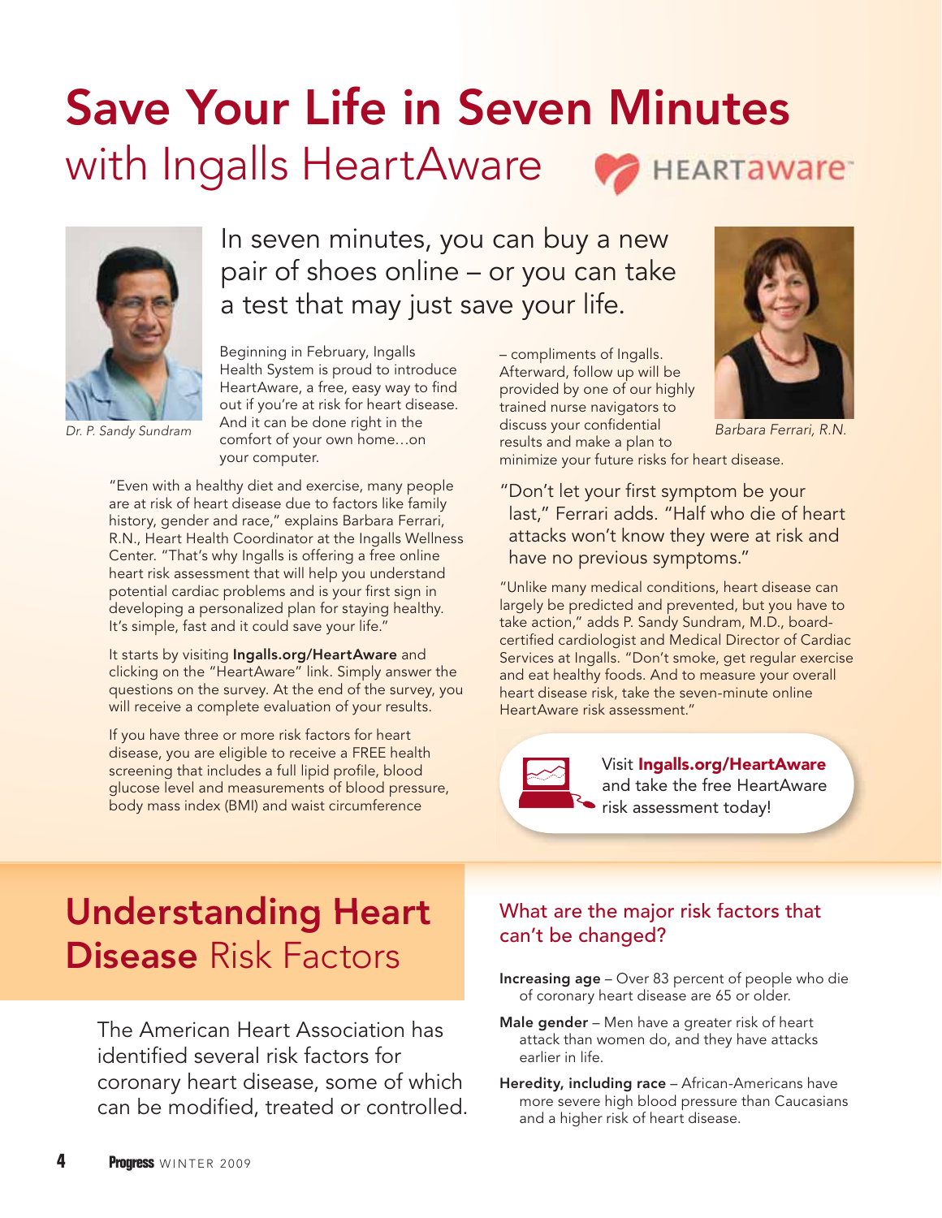# Save Your Life in Seven Minutes
## with Ingalls HeartAware

HEARTaware™

In seven minutes, you can buy a new pair of shoes online – or you can take a test that may just save your life.

*Dr. P. Sandy Sundram*

Beginning in February, Ingalls Health System is proud to introduce HeartAware, a free, easy way to find out if you're at risk for heart disease. And it can be done right in the comfort of your own home…on your computer.

"Even with a healthy diet and exercise, many people are at risk of heart disease due to factors like family history, gender and race," explains Barbara Ferrari, R.N., Heart Health Coordinator at the Ingalls Wellness Center. "That's why Ingalls is offering a free online heart risk assessment that will help you understand potential cardiac problems and is your first sign in developing a personalized plan for staying healthy. It's simple, fast and it could save your life."

It starts by visiting **Ingalls.org/HeartAware** and clicking on the "HeartAware" link. Simply answer the questions on the survey. At the end of the survey, you will receive a complete evaluation of your results.

If you have three or more risk factors for heart disease, you are eligible to receive a FREE health screening that includes a full lipid profile, blood glucose level and measurements of blood pressure, body mass index (BMI) and waist circumference – compliments of Ingalls. Afterward, follow up will be provided by one of our highly trained nurse navigators to discuss your confidential results and make a plan to minimize your future risks for heart disease.

*Barbara Ferrari, R.N.*

"Don't let your first symptom be your last," Ferrari adds. "Half who die of heart attacks won't know they were at risk and have no previous symptoms."

"Unlike many medical conditions, heart disease can largely be predicted and prevented, but you have to take action," adds P. Sandy Sundram, M.D., board-certified cardiologist and Medical Director of Cardiac Services at Ingalls. "Don't smoke, get regular exercise and eat healthy foods. And to measure your overall heart disease risk, take the seven-minute online HeartAware risk assessment."

Visit **Ingalls.org/HeartAware** and take the free HeartAware risk assessment today!

# Understanding Heart Disease Risk Factors

The American Heart Association has identified several risk factors for coronary heart disease, some of which can be modified, treated or controlled.

### What are the major risk factors that can't be changed?

**Increasing age** – Over 83 percent of people who die of coronary heart disease are 65 or older.

**Male gender** – Men have a greater risk of heart attack than women do, and they have attacks earlier in life.

**Heredity, including race** – African-Americans have more severe high blood pressure than Caucasians and a higher risk of heart disease.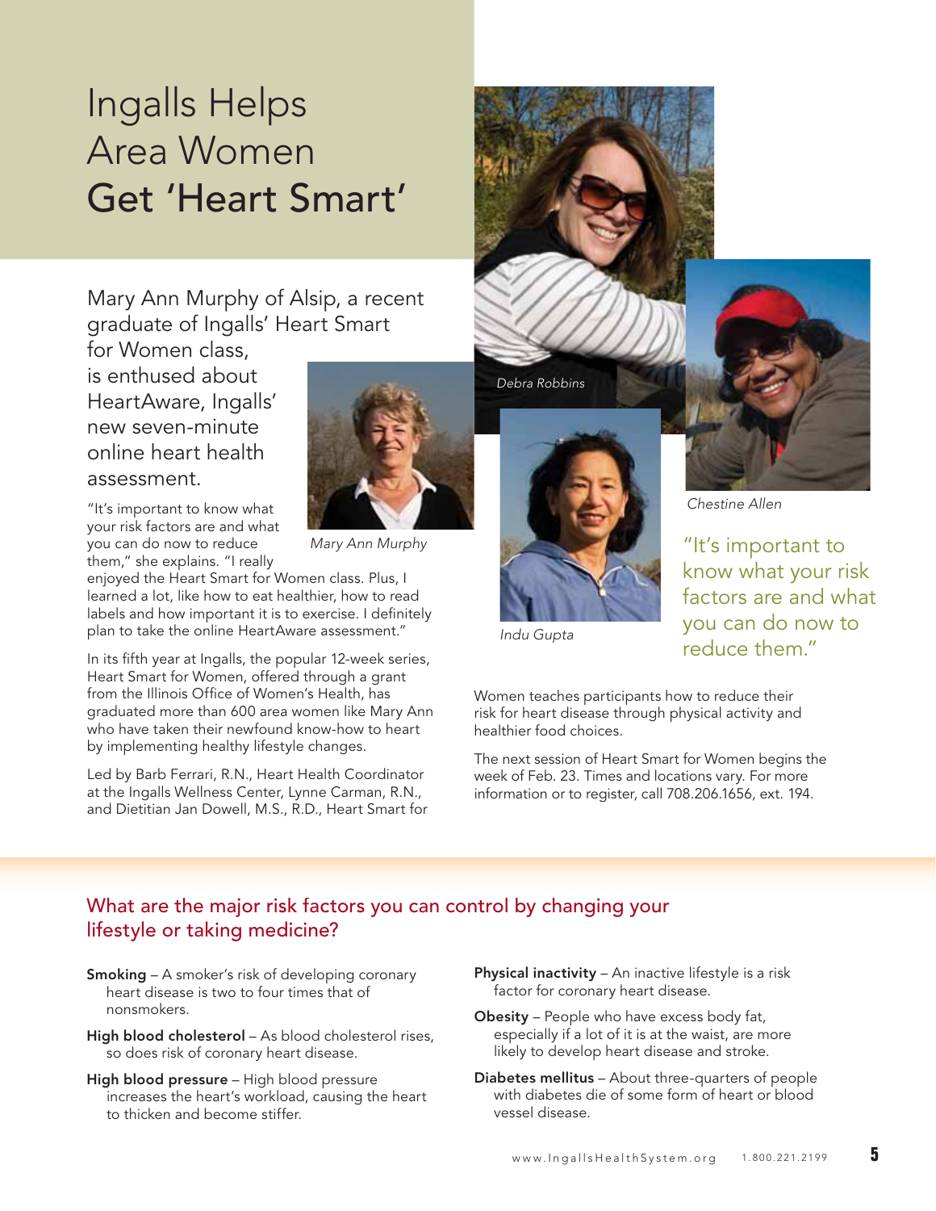# Ingalls Helps Area Women Get 'Heart Smart'

Mary Ann Murphy of Alsip, a recent graduate of Ingalls' Heart Smart for Women class, is enthused about HeartAware, Ingalls' new seven-minute online heart health assessment.

Mary Ann Murphy

"It's important to know what your risk factors are and what you can do now to reduce them," she explains. "I really enjoyed the Heart Smart for Women class. Plus, I learned a lot, like how to eat healthier, how to read labels and how important it is to exercise. I definitely plan to take the online HeartAware assessment."

In its fifth year at Ingalls, the popular 12-week series, Heart Smart for Women, offered through a grant from the Illinois Office of Women's Health, has graduated more than 600 area women like Mary Ann who have taken their newfound know-how to heart by implementing healthy lifestyle changes.

Led by Barb Ferrari, R.N., Heart Health Coordinator at the Ingalls Wellness Center, Lynne Carman, R.N., and Dietitian Jan Dowell, M.S., R.D., Heart Smart for Women teaches participants how to reduce their risk for heart disease through physical activity and healthier food choices.

The next session of Heart Smart for Women begins the week of Feb. 23. Times and locations vary. For more information or to register, call 708.206.1656, ext. 194.

Debra Robbins

Chestine Allen

Indu Gupta

> "It's important to know what your risk factors are and what you can do now to reduce them."

## What are the major risk factors you can control by changing your lifestyle or taking medicine?

**Smoking** – A smoker's risk of developing coronary heart disease is two to four times that of nonsmokers.

**High blood cholesterol** – As blood cholesterol rises, so does risk of coronary heart disease.

**High blood pressure** – High blood pressure increases the heart's workload, causing the heart to thicken and become stiffer.

**Physical inactivity** – An inactive lifestyle is a risk factor for coronary heart disease.

**Obesity** – People who have excess body fat, especially if a lot of it is at the waist, are more likely to develop heart disease and stroke.

**Diabetes mellitus** – About three-quarters of people with diabetes die of some form of heart or blood vessel disease.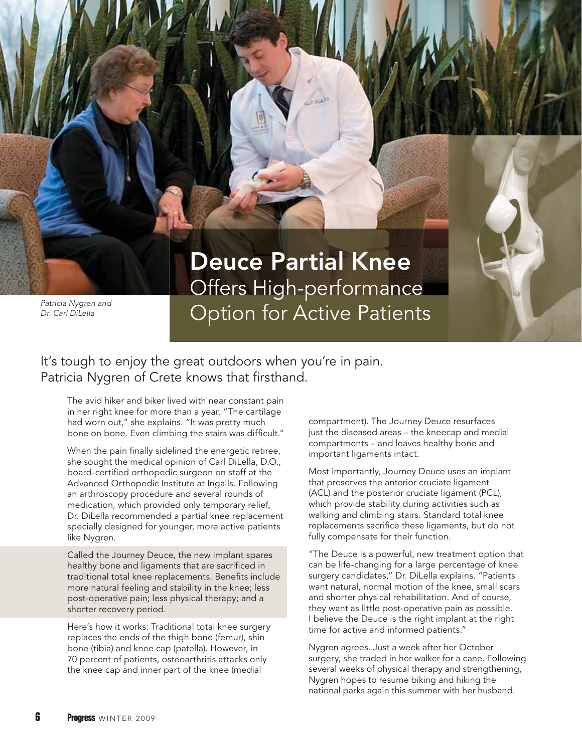# Deuce Partial Knee

## Offers High-performance Option for Active Patients

*Patricia Nygren and Dr. Carl DiLella*

It's tough to enjoy the great outdoors when you're in pain. Patricia Nygren of Crete knows that firsthand.

The avid hiker and biker lived with near constant pain in her right knee for more than a year. "The cartilage had worn out," she explains. "It was pretty much bone on bone. Even climbing the stairs was difficult."

When the pain finally sidelined the energetic retiree, she sought the medical opinion of Carl DiLella, D.O., board-certified orthopedic surgeon on staff at the Advanced Orthopedic Institute at Ingalls. Following an arthroscopy procedure and several rounds of medication, which provided only temporary relief, Dr. DiLella recommended a partial knee replacement specially designed for younger, more active patients like Nygren.

Called the Journey Deuce, the new implant spares healthy bone and ligaments that are sacrificed in traditional total knee replacements. Benefits include more natural feeling and stability in the knee; less post-operative pain; less physical therapy; and a shorter recovery period.

Here's how it works: Traditional total knee surgery replaces the ends of the thigh bone (femur), shin bone (tibia) and knee cap (patella). However, in 70 percent of patients, osteoarthritis attacks only the knee cap and inner part of the knee (medial compartment). The Journey Deuce resurfaces just the diseased areas – the kneecap and medial compartments – and leaves healthy bone and important ligaments intact.

Most importantly, Journey Deuce uses an implant that preserves the anterior cruciate ligament (ACL) and the posterior cruciate ligament (PCL), which provide stability during activities such as walking and climbing stairs. Standard total knee replacements sacrifice these ligaments, but do not fully compensate for their function.

"The Deuce is a powerful, new treatment option that can be life-changing for a large percentage of knee surgery candidates," Dr. DiLella explains. "Patients want natural, normal motion of the knee, small scars and shorter physical rehabilitation. And of course, they want as little post-operative pain as possible. I believe the Deuce is the right implant at the right time for active and informed patients."

Nygren agrees. Just a week after her October surgery, she traded in her walker for a cane. Following several weeks of physical therapy and strengthening, Nygren hopes to resume biking and hiking the national parks again this summer with her husband.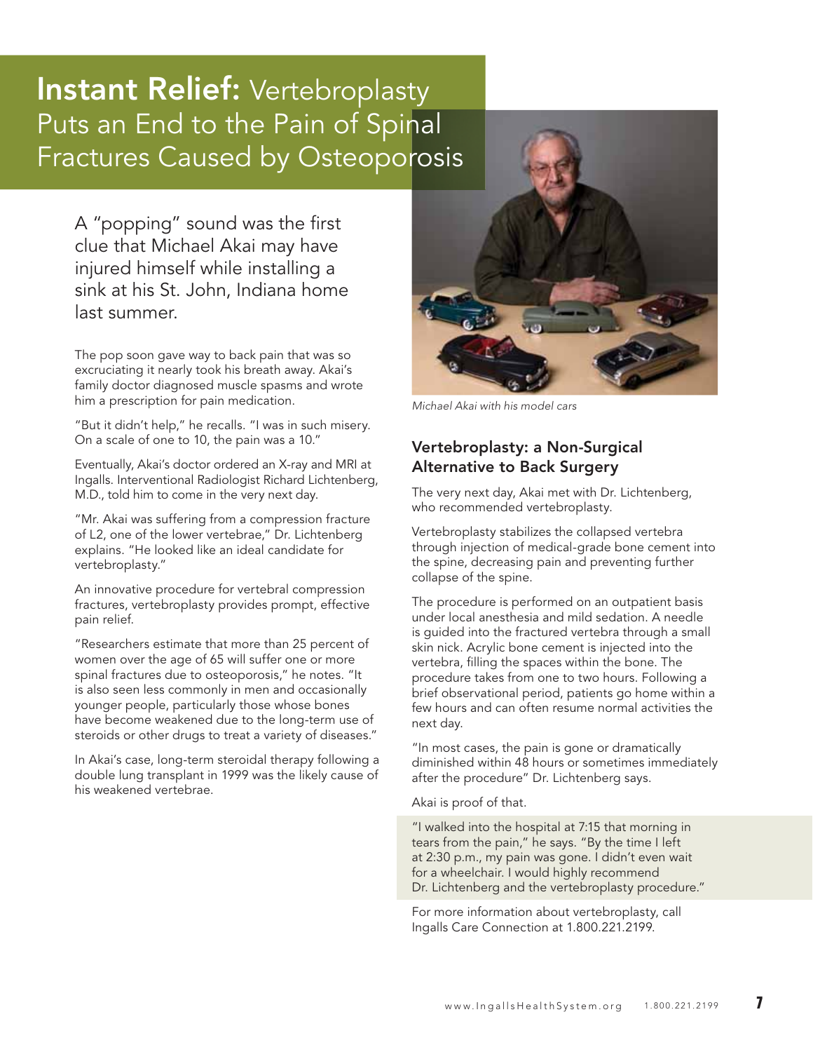# **Instant Relief:** Vertebroplasty Puts an End to the Pain of Spinal Fractures Caused by Osteoporosis

A "popping" sound was the first clue that Michael Akai may have injured himself while installing a sink at his St. John, Indiana home last summer.

The pop soon gave way to back pain that was so excruciating it nearly took his breath away. Akai's family doctor diagnosed muscle spasms and wrote him a prescription for pain medication.

"But it didn't help," he recalls. "I was in such misery. On a scale of one to 10, the pain was a 10."

Eventually, Akai's doctor ordered an X-ray and MRI at Ingalls. Interventional Radiologist Richard Lichtenberg, M.D., told him to come in the very next day.

"Mr. Akai was suffering from a compression fracture of L2, one of the lower vertebrae," Dr. Lichtenberg explains. "He looked like an ideal candidate for vertebroplasty."

An innovative procedure for vertebral compression fractures, vertebroplasty provides prompt, effective pain relief.

"Researchers estimate that more than 25 percent of women over the age of 65 will suffer one or more spinal fractures due to osteoporosis," he notes. "It is also seen less commonly in men and occasionally younger people, particularly those whose bones have become weakened due to the long-term use of steroids or other drugs to treat a variety of diseases."

In Akai's case, long-term steroidal therapy following a double lung transplant in 1999 was the likely cause of his weakened vertebrae.

*Michael Akai with his model cars*

## Vertebroplasty: a Non-Surgical Alternative to Back Surgery

The very next day, Akai met with Dr. Lichtenberg, who recommended vertebroplasty.

Vertebroplasty stabilizes the collapsed vertebra through injection of medical-grade bone cement into the spine, decreasing pain and preventing further collapse of the spine.

The procedure is performed on an outpatient basis under local anesthesia and mild sedation. A needle is guided into the fractured vertebra through a small skin nick. Acrylic bone cement is injected into the vertebra, filling the spaces within the bone. The procedure takes from one to two hours. Following a brief observational period, patients go home within a few hours and can often resume normal activities the next day.

"In most cases, the pain is gone or dramatically diminished within 48 hours or sometimes immediately after the procedure" Dr. Lichtenberg says.

Akai is proof of that.

"I walked into the hospital at 7:15 that morning in tears from the pain," he says. "By the time I left at 2:30 p.m., my pain was gone. I didn't even wait for a wheelchair. I would highly recommend Dr. Lichtenberg and the vertebroplasty procedure."

For more information about vertebroplasty, call Ingalls Care Connection at 1.800.221.2199.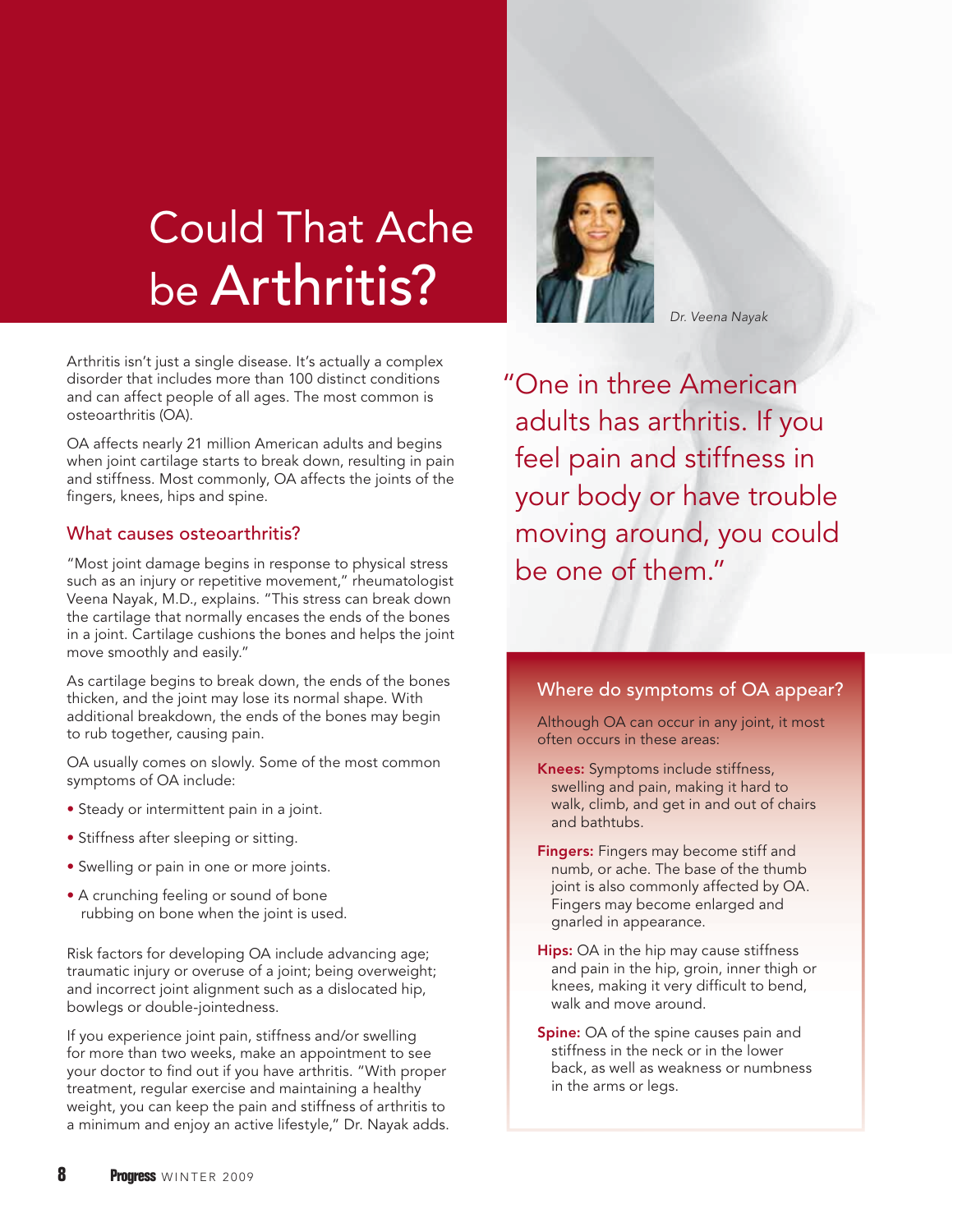# Could That Ache be Arthritis?

Dr. Veena Nayak

Arthritis isn't just a single disease. It's actually a complex disorder that includes more than 100 distinct conditions and can affect people of all ages. The most common is osteoarthritis (OA).

OA affects nearly 21 million American adults and begins when joint cartilage starts to break down, resulting in pain and stiffness. Most commonly, OA affects the joints of the fingers, knees, hips and spine.

## What causes osteoarthritis?

"Most joint damage begins in response to physical stress such as an injury or repetitive movement," rheumatologist Veena Nayak, M.D., explains. "This stress can break down the cartilage that normally encases the ends of the bones in a joint. Cartilage cushions the bones and helps the joint move smoothly and easily."

As cartilage begins to break down, the ends of the bones thicken, and the joint may lose its normal shape. With additional breakdown, the ends of the bones may begin to rub together, causing pain.

OA usually comes on slowly. Some of the most common symptoms of OA include:

- Steady or intermittent pain in a joint.
- Stiffness after sleeping or sitting.
- Swelling or pain in one or more joints.
- A crunching feeling or sound of bone rubbing on bone when the joint is used.

Risk factors for developing OA include advancing age; traumatic injury or overuse of a joint; being overweight; and incorrect joint alignment such as a dislocated hip, bowlegs or double-jointedness.

If you experience joint pain, stiffness and/or swelling for more than two weeks, make an appointment to see your doctor to find out if you have arthritis. "With proper treatment, regular exercise and maintaining a healthy weight, you can keep the pain and stiffness of arthritis to a minimum and enjoy an active lifestyle," Dr. Nayak adds.

> "One in three American adults has arthritis. If you feel pain and stiffness in your body or have trouble moving around, you could be one of them."

## Where do symptoms of OA appear?

Although OA can occur in any joint, it most often occurs in these areas:

**Knees:** Symptoms include stiffness, swelling and pain, making it hard to walk, climb, and get in and out of chairs and bathtubs.

**Fingers:** Fingers may become stiff and numb, or ache. The base of the thumb joint is also commonly affected by OA. Fingers may become enlarged and gnarled in appearance.

**Hips:** OA in the hip may cause stiffness and pain in the hip, groin, inner thigh or knees, making it very difficult to bend, walk and move around.

**Spine:** OA of the spine causes pain and stiffness in the neck or in the lower back, as well as weakness or numbness in the arms or legs.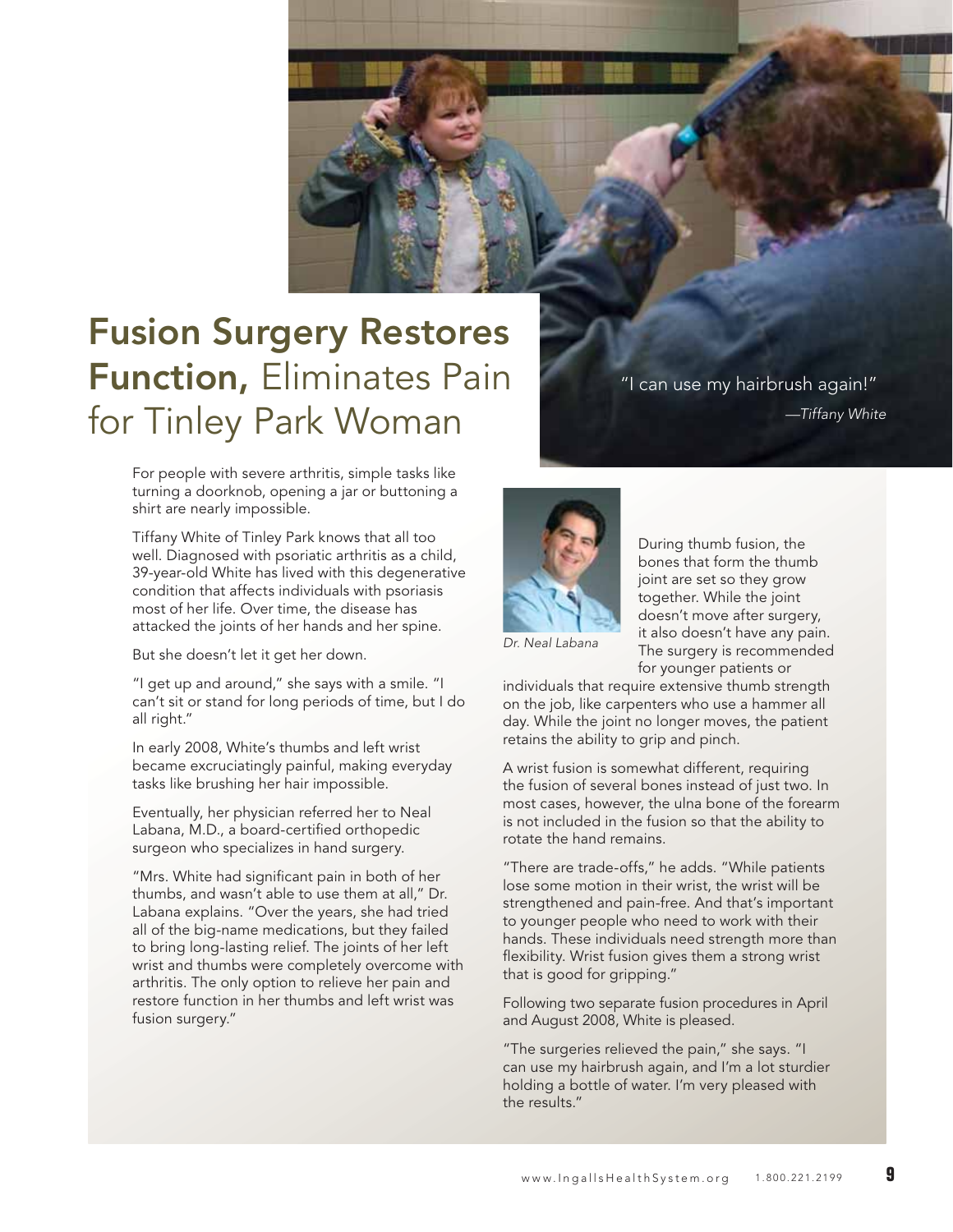# **Fusion Surgery Restores Function,** Eliminates Pain for Tinley Park Woman

"I can use my hairbrush again!"

*—Tiffany White*

For people with severe arthritis, simple tasks like turning a doorknob, opening a jar or buttoning a shirt are nearly impossible.

Tiffany White of Tinley Park knows that all too well. Diagnosed with psoriatic arthritis as a child, 39-year-old White has lived with this degenerative condition that affects individuals with psoriasis most of her life. Over time, the disease has attacked the joints of her hands and her spine.

But she doesn't let it get her down.

"I get up and around," she says with a smile. "I can't sit or stand for long periods of time, but I do all right."

In early 2008, White's thumbs and left wrist became excruciatingly painful, making everyday tasks like brushing her hair impossible.

Eventually, her physician referred her to Neal Labana, M.D., a board-certified orthopedic surgeon who specializes in hand surgery.

"Mrs. White had significant pain in both of her thumbs, and wasn't able to use them at all," Dr. Labana explains. "Over the years, she had tried all of the big-name medications, but they failed to bring long-lasting relief. The joints of her left wrist and thumbs were completely overcome with arthritis. The only option to relieve her pain and restore function in her thumbs and left wrist was fusion surgery."

*Dr. Neal Labana*

During thumb fusion, the bones that form the thumb joint are set so they grow together. While the joint doesn't move after surgery, it also doesn't have any pain. The surgery is recommended for younger patients or individuals that require extensive thumb strength on the job, like carpenters who use a hammer all day. While the joint no longer moves, the patient retains the ability to grip and pinch.

A wrist fusion is somewhat different, requiring the fusion of several bones instead of just two. In most cases, however, the ulna bone of the forearm is not included in the fusion so that the ability to rotate the hand remains.

"There are trade-offs," he adds. "While patients lose some motion in their wrist, the wrist will be strengthened and pain-free. And that's important to younger people who need to work with their hands. These individuals need strength more than flexibility. Wrist fusion gives them a strong wrist that is good for gripping."

Following two separate fusion procedures in April and August 2008, White is pleased.

"The surgeries relieved the pain," she says. "I can use my hairbrush again, and I'm a lot sturdier holding a bottle of water. I'm very pleased with the results."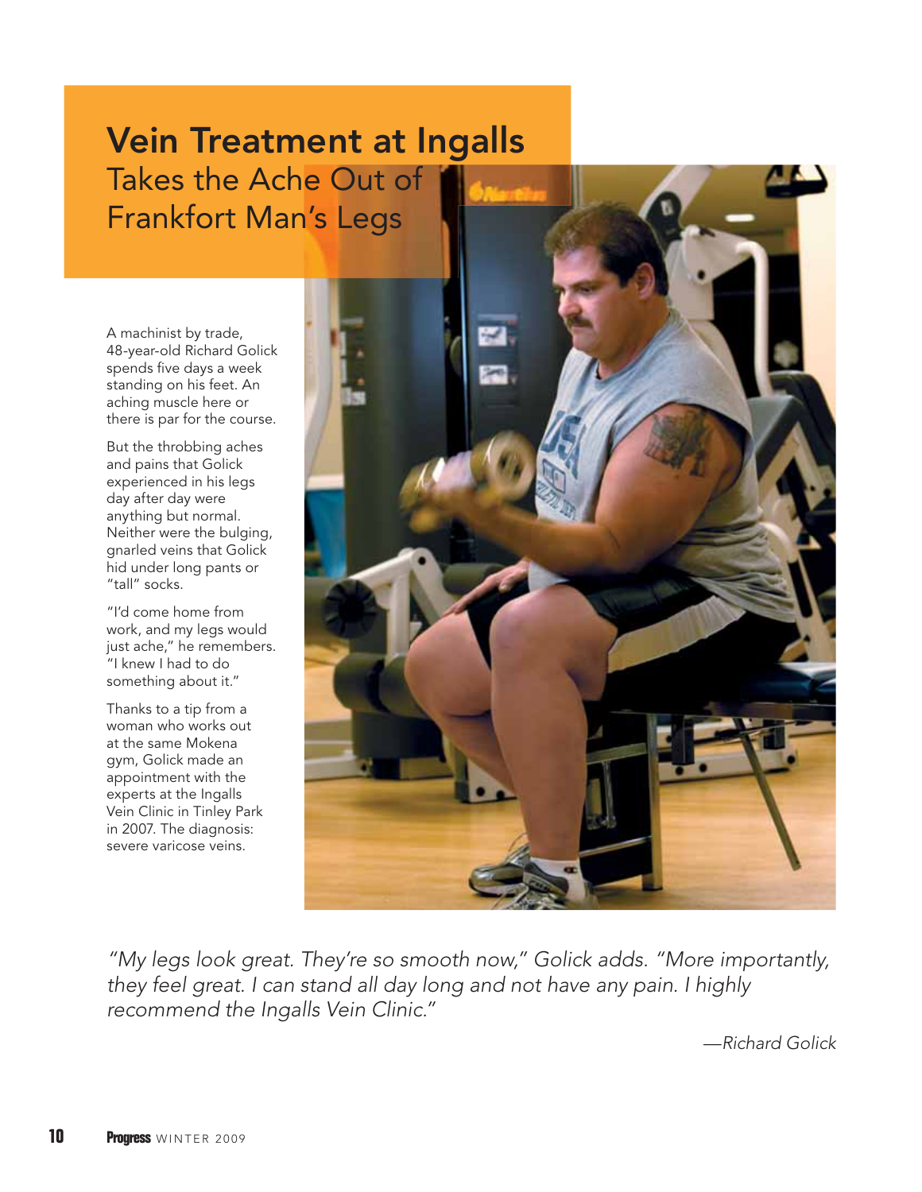# Vein Treatment at Ingalls

## Takes the Ache Out of Frankfort Man's Legs

A machinist by trade, 48-year-old Richard Golick spends five days a week standing on his feet. An aching muscle here or there is par for the course.

But the throbbing aches and pains that Golick experienced in his legs day after day were anything but normal. Neither were the bulging, gnarled veins that Golick hid under long pants or "tall" socks.

"I'd come home from work, and my legs would just ache," he remembers. "I knew I had to do something about it."

Thanks to a tip from a woman who works out at the same Mokena gym, Golick made an appointment with the experts at the Ingalls Vein Clinic in Tinley Park in 2007. The diagnosis: severe varicose veins.

*"My legs look great. They're so smooth now," Golick adds. "More importantly, they feel great. I can stand all day long and not have any pain. I highly recommend the Ingalls Vein Clinic."*

*—Richard Golick*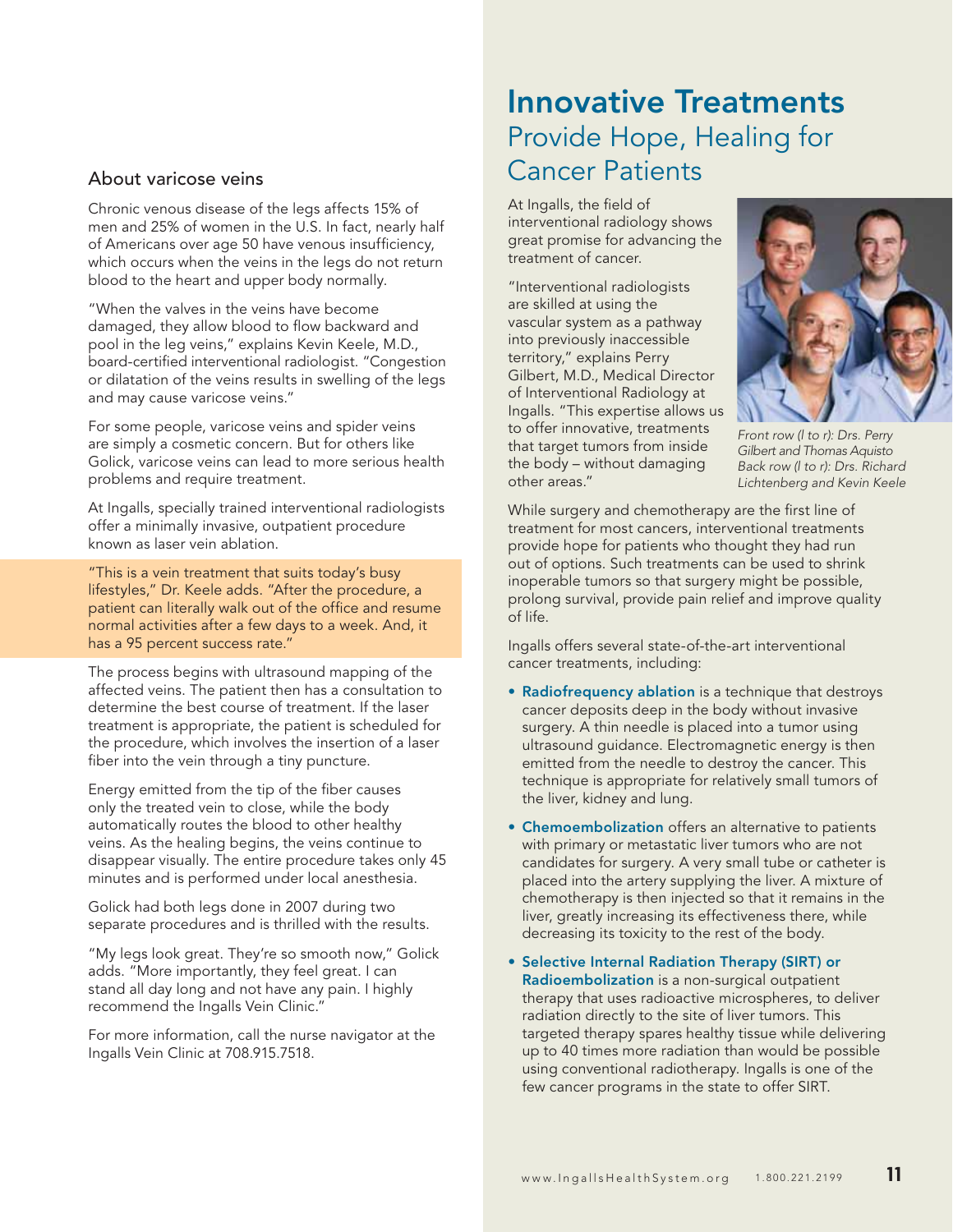### About varicose veins

Chronic venous disease of the legs affects 15% of men and 25% of women in the U.S. In fact, nearly half of Americans over age 50 have venous insufficiency, which occurs when the veins in the legs do not return blood to the heart and upper body normally.

"When the valves in the veins have become damaged, they allow blood to flow backward and pool in the leg veins," explains Kevin Keele, M.D., board-certified interventional radiologist. "Congestion or dilatation of the veins results in swelling of the legs and may cause varicose veins."

For some people, varicose veins and spider veins are simply a cosmetic concern. But for others like Golick, varicose veins can lead to more serious health problems and require treatment.

At Ingalls, specially trained interventional radiologists offer a minimally invasive, outpatient procedure known as laser vein ablation.

"This is a vein treatment that suits today's busy lifestyles," Dr. Keele adds. "After the procedure, a patient can literally walk out of the office and resume normal activities after a few days to a week. And, it has a 95 percent success rate."

The process begins with ultrasound mapping of the affected veins. The patient then has a consultation to determine the best course of treatment. If the laser treatment is appropriate, the patient is scheduled for the procedure, which involves the insertion of a laser fiber into the vein through a tiny puncture.

Energy emitted from the tip of the fiber causes only the treated vein to close, while the body automatically routes the blood to other healthy veins. As the healing begins, the veins continue to disappear visually. The entire procedure takes only 45 minutes and is performed under local anesthesia.

Golick had both legs done in 2007 during two separate procedures and is thrilled with the results.

"My legs look great. They're so smooth now," Golick adds. "More importantly, they feel great. I can stand all day long and not have any pain. I highly recommend the Ingalls Vein Clinic."

For more information, call the nurse navigator at the Ingalls Vein Clinic at 708.915.7518.

# Innovative Treatments Provide Hope, Healing for Cancer Patients

At Ingalls, the field of interventional radiology shows great promise for advancing the treatment of cancer.

"Interventional radiologists are skilled at using the vascular system as a pathway into previously inaccessible territory," explains Perry Gilbert, M.D., Medical Director of Interventional Radiology at Ingalls. "This expertise allows us to offer innovative, treatments that target tumors from inside the body – without damaging other areas."

*Front row (l to r): Drs. Perry Gilbert and Thomas Aquisto Back row (l to r): Drs. Richard Lichtenberg and Kevin Keele*

While surgery and chemotherapy are the first line of treatment for most cancers, interventional treatments provide hope for patients who thought they had run out of options. Such treatments can be used to shrink inoperable tumors so that surgery might be possible, prolong survival, provide pain relief and improve quality of life.

Ingalls offers several state-of-the-art interventional cancer treatments, including:

- **Radiofrequency ablation** is a technique that destroys cancer deposits deep in the body without invasive surgery. A thin needle is placed into a tumor using ultrasound guidance. Electromagnetic energy is then emitted from the needle to destroy the cancer. This technique is appropriate for relatively small tumors of the liver, kidney and lung.
- **Chemoembolization** offers an alternative to patients with primary or metastatic liver tumors who are not candidates for surgery. A very small tube or catheter is placed into the artery supplying the liver. A mixture of chemotherapy is then injected so that it remains in the liver, greatly increasing its effectiveness there, while decreasing its toxicity to the rest of the body.
- **Selective Internal Radiation Therapy (SIRT) or Radioembolization** is a non-surgical outpatient therapy that uses radioactive microspheres, to deliver radiation directly to the site of liver tumors. This targeted therapy spares healthy tissue while delivering up to 40 times more radiation than would be possible using conventional radiotherapy. Ingalls is one of the few cancer programs in the state to offer SIRT.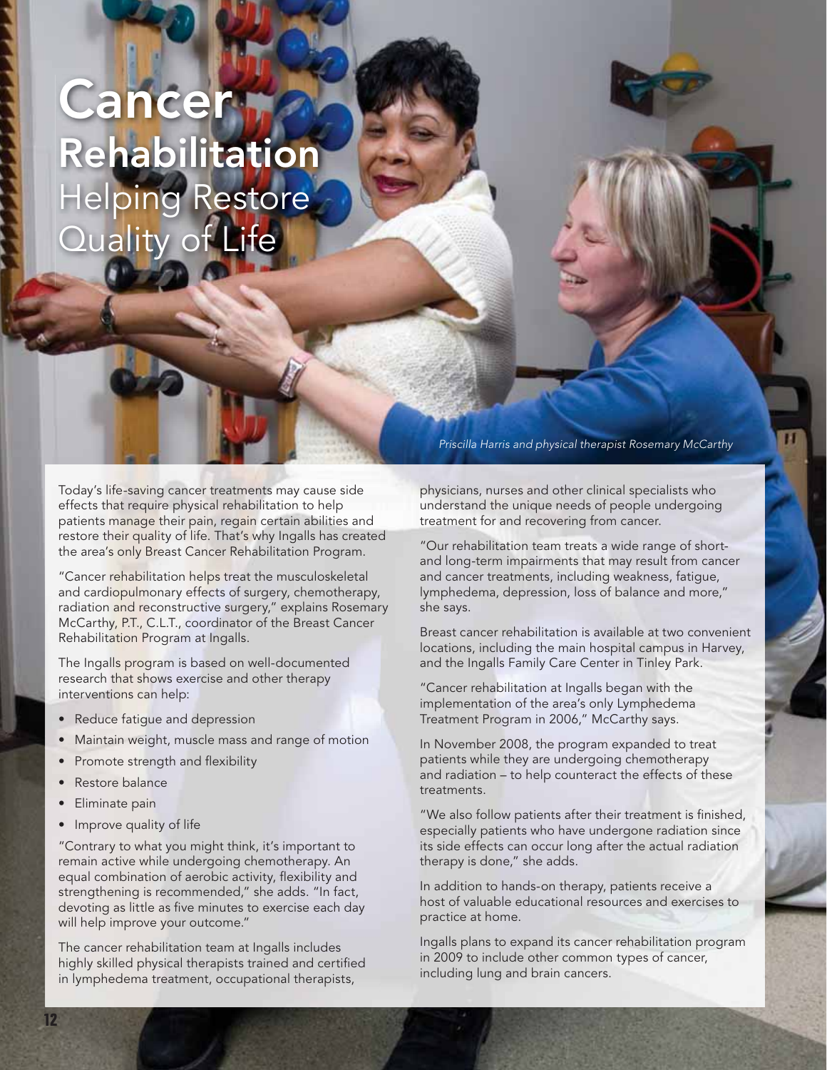# Cancer Rehabilitation

## Helping Restore Quality of Life

*Priscilla Harris and physical therapist Rosemary McCarthy*

Today's life-saving cancer treatments may cause side effects that require physical rehabilitation to help patients manage their pain, regain certain abilities and restore their quality of life. That's why Ingalls has created the area's only Breast Cancer Rehabilitation Program.

"Cancer rehabilitation helps treat the musculoskeletal and cardiopulmonary effects of surgery, chemotherapy, radiation and reconstructive surgery," explains Rosemary McCarthy, P.T., C.L.T., coordinator of the Breast Cancer Rehabilitation Program at Ingalls.

The Ingalls program is based on well-documented research that shows exercise and other therapy interventions can help:

- Reduce fatigue and depression
- Maintain weight, muscle mass and range of motion
- Promote strength and flexibility
- Restore balance
- Eliminate pain
- Improve quality of life

"Contrary to what you might think, it's important to remain active while undergoing chemotherapy. An equal combination of aerobic activity, flexibility and strengthening is recommended," she adds. "In fact, devoting as little as five minutes to exercise each day will help improve your outcome."

The cancer rehabilitation team at Ingalls includes highly skilled physical therapists trained and certified in lymphedema treatment, occupational therapists, physicians, nurses and other clinical specialists who understand the unique needs of people undergoing treatment for and recovering from cancer.

"Our rehabilitation team treats a wide range of short- and long-term impairments that may result from cancer and cancer treatments, including weakness, fatigue, lymphedema, depression, loss of balance and more," she says.

Breast cancer rehabilitation is available at two convenient locations, including the main hospital campus in Harvey, and the Ingalls Family Care Center in Tinley Park.

"Cancer rehabilitation at Ingalls began with the implementation of the area's only Lymphedema Treatment Program in 2006," McCarthy says.

In November 2008, the program expanded to treat patients while they are undergoing chemotherapy and radiation – to help counteract the effects of these treatments.

"We also follow patients after their treatment is finished, especially patients who have undergone radiation since its side effects can occur long after the actual radiation therapy is done," she adds.

In addition to hands-on therapy, patients receive a host of valuable educational resources and exercises to practice at home.

Ingalls plans to expand its cancer rehabilitation program in 2009 to include other common types of cancer, including lung and brain cancers.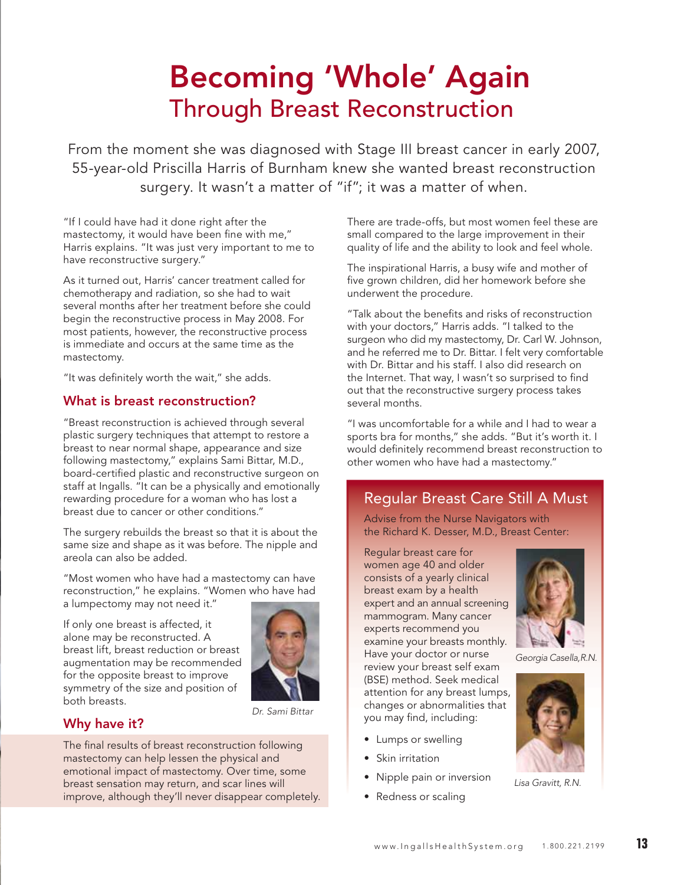# Becoming 'Whole' Again
## Through Breast Reconstruction

From the moment she was diagnosed with Stage III breast cancer in early 2007, 55-year-old Priscilla Harris of Burnham knew she wanted breast reconstruction surgery. It wasn't a matter of "if"; it was a matter of when.

"If I could have had it done right after the mastectomy, it would have been fine with me," Harris explains. "It was just very important to me to have reconstructive surgery."

As it turned out, Harris' cancer treatment called for chemotherapy and radiation, so she had to wait several months after her treatment before she could begin the reconstructive process in May 2008. For most patients, however, the reconstructive process is immediate and occurs at the same time as the mastectomy.

"It was definitely worth the wait," she adds.

### What is breast reconstruction?

"Breast reconstruction is achieved through several plastic surgery techniques that attempt to restore a breast to near normal shape, appearance and size following mastectomy," explains Sami Bittar, M.D., board-certified plastic and reconstructive surgeon on staff at Ingalls. "It can be a physically and emotionally rewarding procedure for a woman who has lost a breast due to cancer or other conditions."

The surgery rebuilds the breast so that it is about the same size and shape as it was before. The nipple and areola can also be added.

"Most women who have had a mastectomy can have reconstruction," he explains. "Women who have had a lumpectomy may not need it."

If only one breast is affected, it alone may be reconstructed. A breast lift, breast reduction or breast augmentation may be recommended for the opposite breast to improve symmetry of the size and position of both breasts.

*Dr. Sami Bittar*

### Why have it?

The final results of breast reconstruction following mastectomy can help lessen the physical and emotional impact of mastectomy. Over time, some breast sensation may return, and scar lines will improve, although they'll never disappear completely.

There are trade-offs, but most women feel these are small compared to the large improvement in their quality of life and the ability to look and feel whole.

The inspirational Harris, a busy wife and mother of five grown children, did her homework before she underwent the procedure.

"Talk about the benefits and risks of reconstruction with your doctors," Harris adds. "I talked to the surgeon who did my mastectomy, Dr. Carl W. Johnson, and he referred me to Dr. Bittar. I felt very comfortable with Dr. Bittar and his staff. I also did research on the Internet. That way, I wasn't so surprised to find out that the reconstructive surgery process takes several months.

"I was uncomfortable for a while and I had to wear a sports bra for months," she adds. "But it's worth it. I would definitely recommend breast reconstruction to other women who have had a mastectomy."

### Regular Breast Care Still A Must

Advise from the Nurse Navigators with the Richard K. Desser, M.D., Breast Center:

Regular breast care for women age 40 and older consists of a yearly clinical breast exam by a health expert and an annual screening mammogram. Many cancer experts recommend you examine your breasts monthly. Have your doctor or nurse review your breast self exam (BSE) method. Seek medical attention for any breast lumps, changes or abnormalities that you may find, including:

- Lumps or swelling
- Skin irritation
- Nipple pain or inversion
- Redness or scaling

*Georgia Casella, R.N.*

*Lisa Gravitt, R.N.*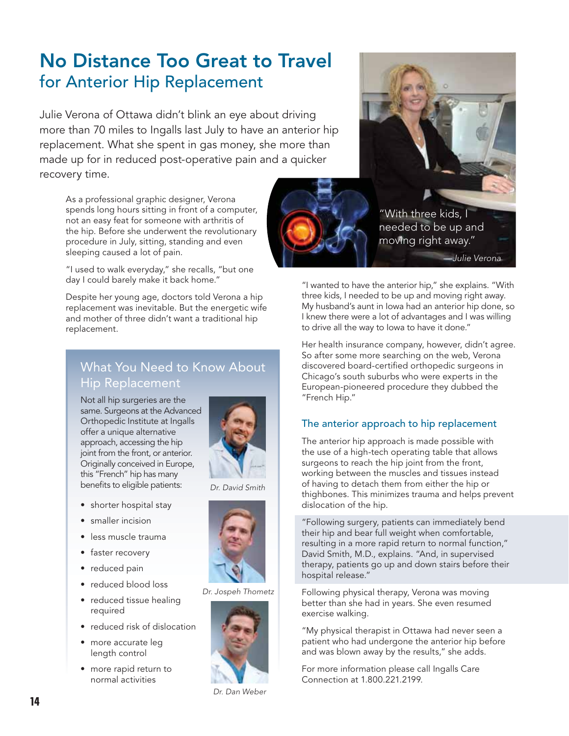# No Distance Too Great to Travel

## for Anterior Hip Replacement

Julie Verona of Ottawa didn't blink an eye about driving more than 70 miles to Ingalls last July to have an anterior hip replacement. What she spent in gas money, she more than made up for in reduced post-operative pain and a quicker recovery time.

As a professional graphic designer, Verona spends long hours sitting in front of a computer, not an easy feat for someone with arthritis of the hip. Before she underwent the revolutionary procedure in July, sitting, standing and even sleeping caused a lot of pain.

"I used to walk everyday," she recalls, "but one day I could barely make it back home."

Despite her young age, doctors told Verona a hip replacement was inevitable. But the energetic wife and mother of three didn't want a traditional hip replacement.

"With three kids, I needed to be up and moving right away."

—*Julie Verona*

"I wanted to have the anterior hip," she explains. "With three kids, I needed to be up and moving right away. My husband's aunt in Iowa had an anterior hip done, so I knew there were a lot of advantages and I was willing to drive all the way to Iowa to have it done."

Her health insurance company, however, didn't agree. So after some more searching on the web, Verona discovered board-certified orthopedic surgeons in Chicago's south suburbs who were experts in the European-pioneered procedure they dubbed the "French Hip."

### The anterior approach to hip replacement

The anterior hip approach is made possible with the use of a high-tech operating table that allows surgeons to reach the hip joint from the front, working between the muscles and tissues instead of having to detach them from either the hip or thighbones. This minimizes trauma and helps prevent dislocation of the hip.

"Following surgery, patients can immediately bend their hip and bear full weight when comfortable, resulting in a more rapid return to normal function," David Smith, M.D., explains. "And, in supervised therapy, patients go up and down stairs before their hospital release."

Following physical therapy, Verona was moving better than she had in years. She even resumed exercise walking.

"My physical therapist in Ottawa had never seen a patient who had undergone the anterior hip before and was blown away by the results," she adds.

For more information please call Ingalls Care Connection at 1.800.221.2199.

### What You Need to Know About Hip Replacement

Not all hip surgeries are the same. Surgeons at the Advanced Orthopedic Institute at Ingalls offer a unique alternative approach, accessing the hip joint from the front, or anterior. Originally conceived in Europe, this "French" hip has many benefits to eligible patients:

- shorter hospital stay
- smaller incision
- less muscle trauma
- faster recovery
- reduced pain
- reduced blood loss
- reduced tissue healing required
- reduced risk of dislocation
- more accurate leg length control
- more rapid return to normal activities

*Dr. David Smith*

*Dr. Jospeph Thometz*

*Dr. Dan Weber*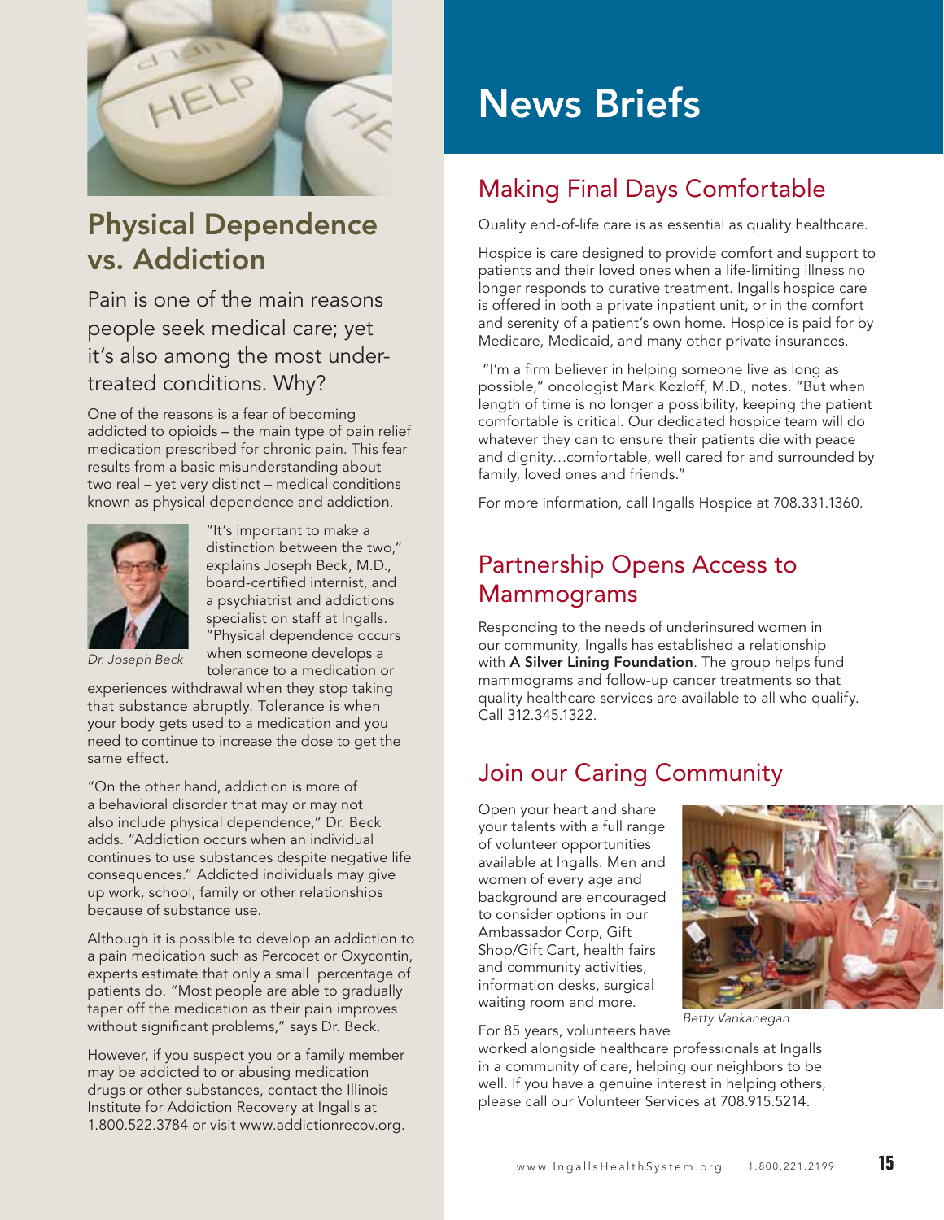## Physical Dependence vs. Addiction

Pain is one of the main reasons people seek medical care; yet it's also among the most under-treated conditions. Why?

One of the reasons is a fear of becoming addicted to opioids – the main type of pain relief medication prescribed for chronic pain. This fear results from a basic misunderstanding about two real – yet very distinct – medical conditions known as physical dependence and addiction.

*Dr. Joseph Beck*

"It's important to make a distinction between the two," explains Joseph Beck, M.D., board-certified internist, and a psychiatrist and addictions specialist on staff at Ingalls. "Physical dependence occurs when someone develops a tolerance to a medication or experiences withdrawal when they stop taking that substance abruptly. Tolerance is when your body gets used to a medication and you need to continue to increase the dose to get the same effect.

"On the other hand, addiction is more of a behavioral disorder that may or may not also include physical dependence," Dr. Beck adds. "Addiction occurs when an individual continues to use substances despite negative life consequences." Addicted individuals may give up work, school, family or other relationships because of substance use.

Although it is possible to develop an addiction to a pain medication such as Percocet or Oxycontin, experts estimate that only a small percentage of patients do. "Most people are able to gradually taper off the medication as their pain improves without significant problems," says Dr. Beck.

However, if you suspect you or a family member may be addicted to or abusing medication drugs or other substances, contact the Illinois Institute for Addiction Recovery at Ingalls at 1.800.522.3784 or visit www.addictionrecov.org.

# News Briefs

## Making Final Days Comfortable

Quality end-of-life care is as essential as quality healthcare.

Hospice is care designed to provide comfort and support to patients and their loved ones when a life-limiting illness no longer responds to curative treatment. Ingalls hospice care is offered in both a private inpatient unit, or in the comfort and serenity of a patient's own home. Hospice is paid for by Medicare, Medicaid, and many other private insurances.

"I'm a firm believer in helping someone live as long as possible," oncologist Mark Kozloff, M.D., notes. "But when length of time is no longer a possibility, keeping the patient comfortable is critical. Our dedicated hospice team will do whatever they can to ensure their patients die with peace and dignity…comfortable, well cared for and surrounded by family, loved ones and friends."

For more information, call Ingalls Hospice at 708.331.1360.

## Partnership Opens Access to Mammograms

Responding to the needs of underinsured women in our community, Ingalls has established a relationship with **A Silver Lining Foundation**. The group helps fund mammograms and follow-up cancer treatments so that quality healthcare services are available to all who qualify. Call 312.345.1322.

## Join our Caring Community

Open your heart and share your talents with a full range of volunteer opportunities available at Ingalls. Men and women of every age and background are encouraged to consider options in our Ambassador Corp, Gift Shop/Gift Cart, health fairs and community activities, information desks, surgical waiting room and more.

*Betty Vankanegan*

For 85 years, volunteers have worked alongside healthcare professionals at Ingalls in a community of care, helping our neighbors to be well. If you have a genuine interest in helping others, please call our Volunteer Services at 708.915.5214.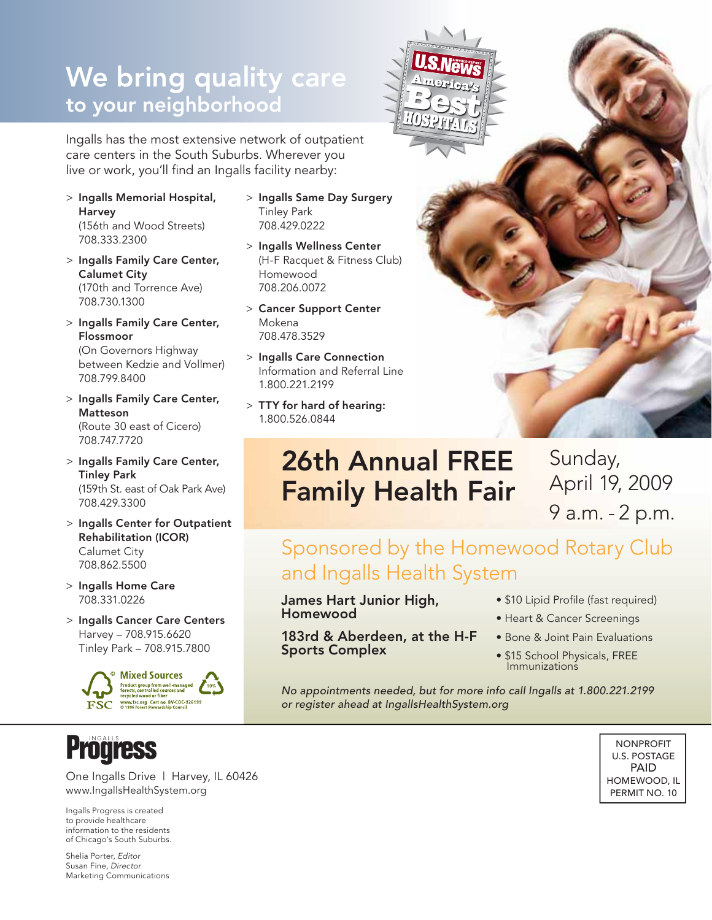# We bring quality care to your neighborhood

Ingalls has the most extensive network of outpatient care centers in the South Suburbs. Wherever you live or work, you'll find an Ingalls facility nearby:

> **Ingalls Memorial Hospital, Harvey**
> (156th and Wood Streets)
> 708.333.2300

> **Ingalls Family Care Center, Calumet City**
> (170th and Torrence Ave)
> 708.730.1300

> **Ingalls Family Care Center, Flossmoor**
> (On Governors Highway between Kedzie and Vollmer)
> 708.799.8400

> **Ingalls Family Care Center, Matteson**
> (Route 30 east of Cicero)
> 708.747.7720

> **Ingalls Family Care Center, Tinley Park**
> (159th St. east of Oak Park Ave)
> 708.429.3300

> **Ingalls Center for Outpatient Rehabilitation (ICOR)**
> Calumet City
> 708.862.5500

> **Ingalls Home Care**
> 708.331.0226

> **Ingalls Cancer Care Centers**
> Harvey – 708.915.6620
> Tinley Park – 708.915.7800

> **Ingalls Same Day Surgery**
> Tinley Park
> 708.429.0222

> **Ingalls Wellness Center**
> (H-F Racquet & Fitness Club)
> Homewood
> 708.206.0072

> **Cancer Support Center**
> Mokena
> 708.478.3529

> **Ingalls Care Connection**
> Information and Referral Line
> 1.800.221.2199

> **TTY for hard of hearing:**
> 1.800.526.0844

U.S.News & World Report America's Best Hospitals

Mixed Sources
Product group from well-managed forests, controlled sources and recycled wood or fiber
www.fsc.org Cert no. BV-COC-926199
© 1996 Forest Stewardship Council
FSC 10%

## 26th Annual FREE Family Health Fair

Sunday, April 19, 2009
9 a.m. - 2 p.m.

### Sponsored by the Homewood Rotary Club and Ingalls Health System

**James Hart Junior High, Homewood**

**183rd & Aberdeen, at the H-F Sports Complex**

- $10 Lipid Profile (fast required)
- Heart & Cancer Screenings
- Bone & Joint Pain Evaluations
- $15 School Physicals, FREE Immunizations

*No appointments needed, but for more info call Ingalls at 1.800.221.2199 or register ahead at IngallsHealthSystem.org*

**Ingalls Progress**

One Ingalls Drive | Harvey, IL 60426
www.IngallsHealthSystem.org

Ingalls Progress is created to provide healthcare information to the residents of Chicago's South Suburbs.

Shelia Porter, *Editor*
Susan Fine, *Director*
Marketing Communications

NONPROFIT
U.S. POSTAGE
PAID
HOMEWOOD, IL
PERMIT NO. 10